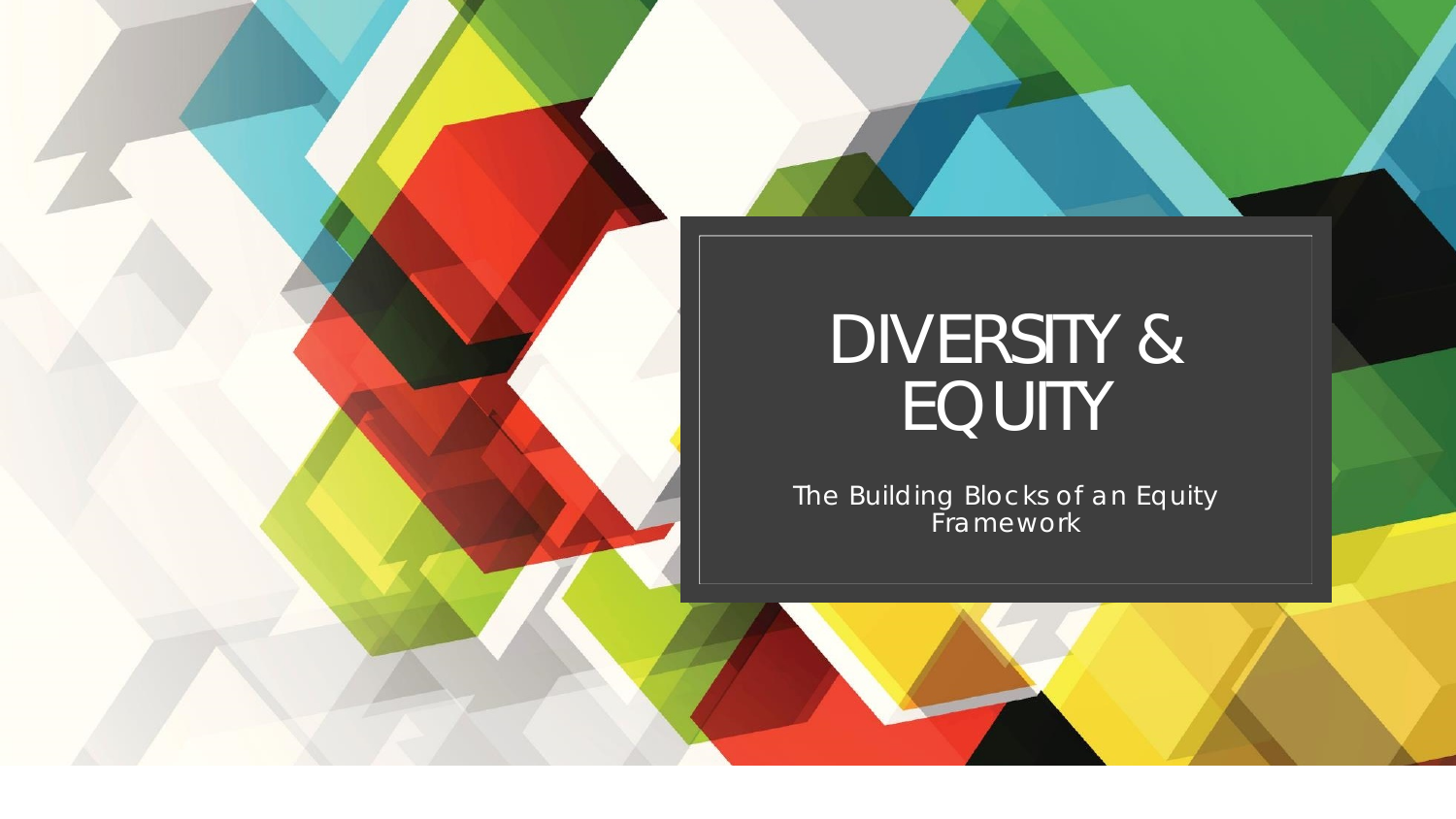# DIVERSITY & EQUITY

The Building Blocks of an Equity Framework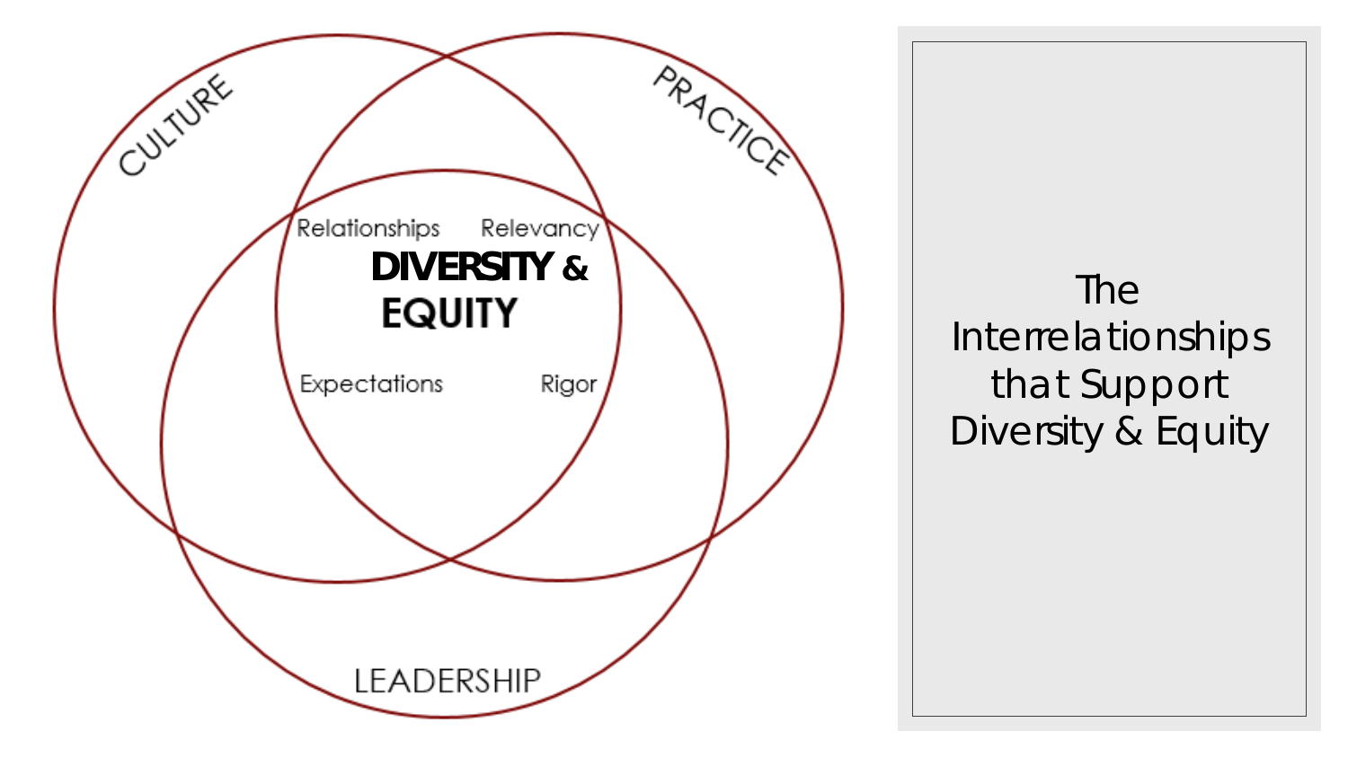CULTURE

PRACTICE

Relationships

Relevancy

**DIVERSITY & EQUITY**

Expectations

Rigor

LEADERSHIP

# The Interrelationships that Support Diversity & Equity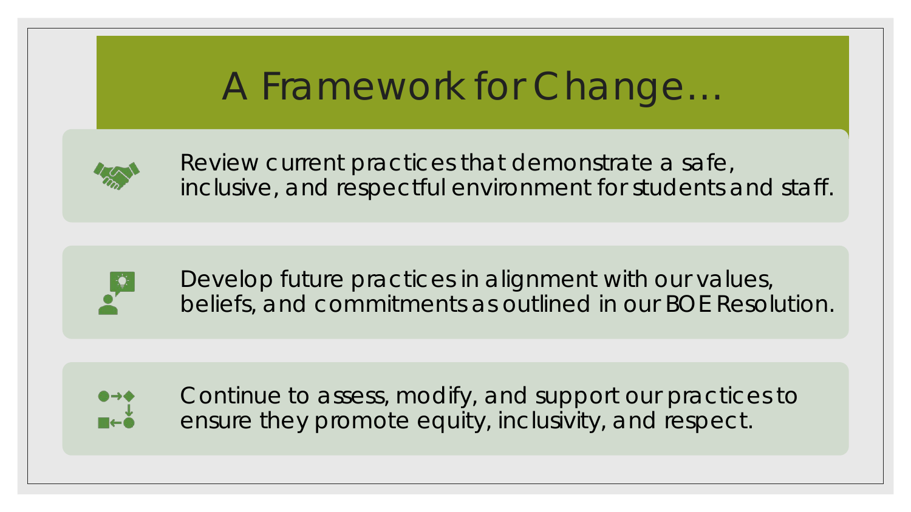# A Framework for Change…

- Review current practices that demonstrate a safe, inclusive, and respectful environment for students and staff.
- Develop future practices in alignment with our values, beliefs, and commitments as outlined in our BOE Resolution.
- Continue to assess, modify, and support our practices to ensure they promote equity, inclusivity, and respect.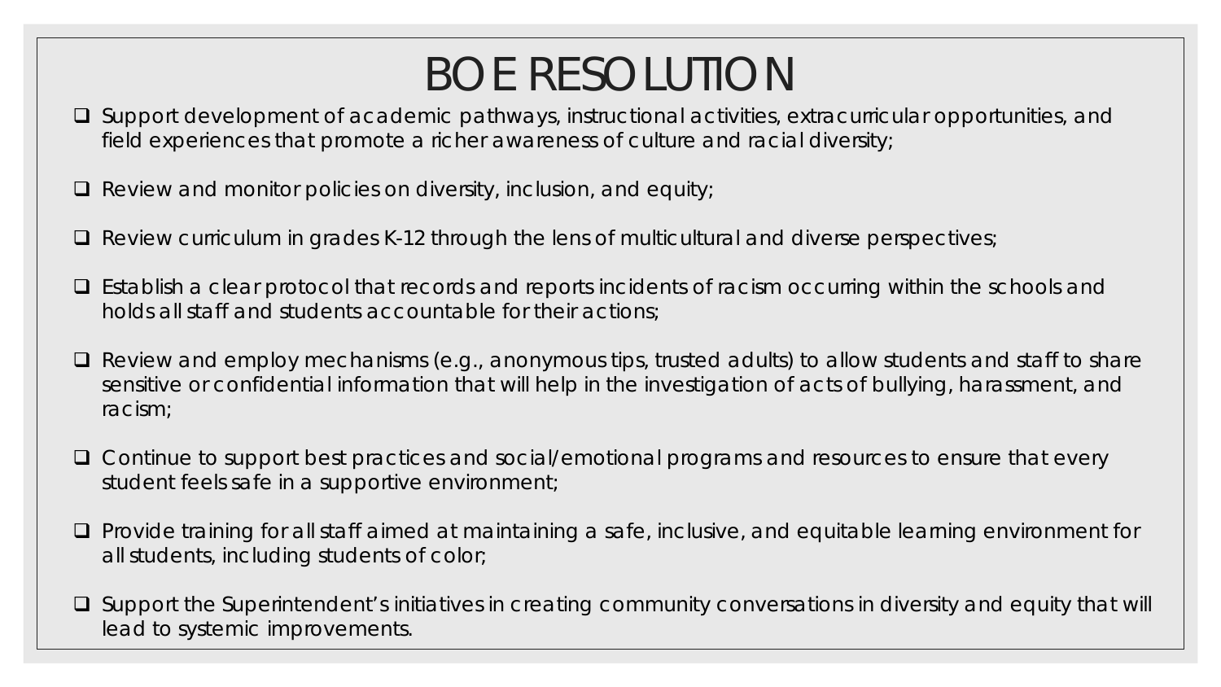# BOE RESOLUTION

- Support development of academic pathways, instructional activities, extracurricular opportunities, and field experiences that promote a richer awareness of culture and racial diversity;
- Review and monitor policies on diversity, inclusion, and equity;
- Review curriculum in grades K-12 through the lens of multicultural and diverse perspectives;
- Establish a clear protocol that records and reports incidents of racism occurring within the schools and holds all staff and students accountable for their actions;
- Review and employ mechanisms (e.g., anonymous tips, trusted adults) to allow students and staff to share sensitive or confidential information that will help in the investigation of acts of bullying, harassment, and racism;
- Continue to support best practices and social/emotional programs and resources to ensure that every student feels safe in a supportive environment;
- Provide training for all staff aimed at maintaining a safe, inclusive, and equitable learning environment for all students, including students of color;
- Support the Superintendent's initiatives in creating community conversations in diversity and equity that will lead to systemic improvements.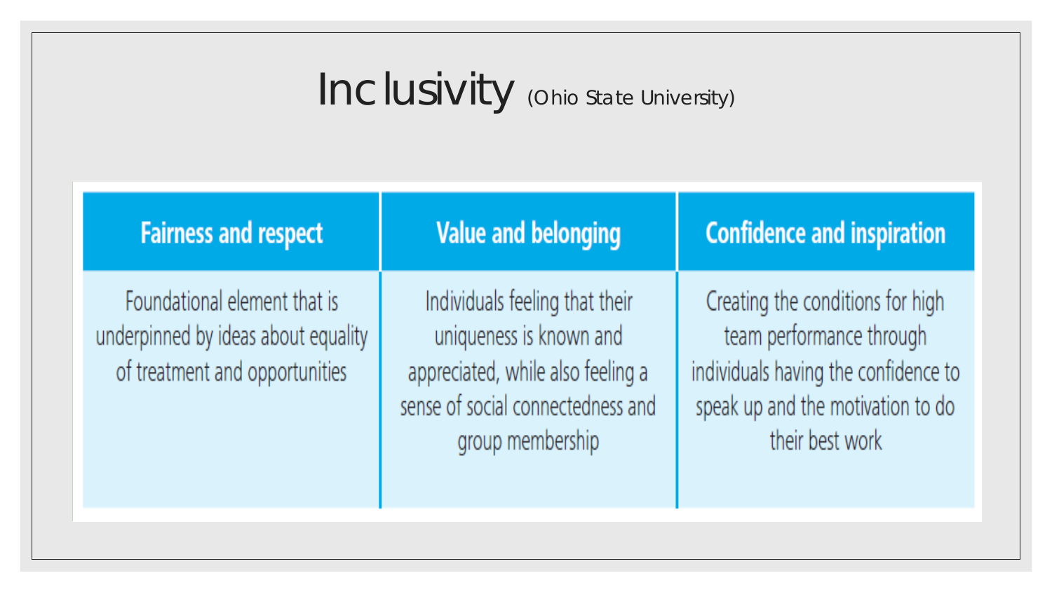# Inclusivity (Ohio State University)

| Fairness and respect | Value and belonging | Confidence and inspiration |
|---|---|---|
| Foundational element that is underpinned by ideas about equality of treatment and opportunities | Individuals feeling that their uniqueness is known and appreciated, while also feeling a sense of social connectedness and group membership | Creating the conditions for high team performance through individuals having the confidence to speak up and the motivation to do their best work |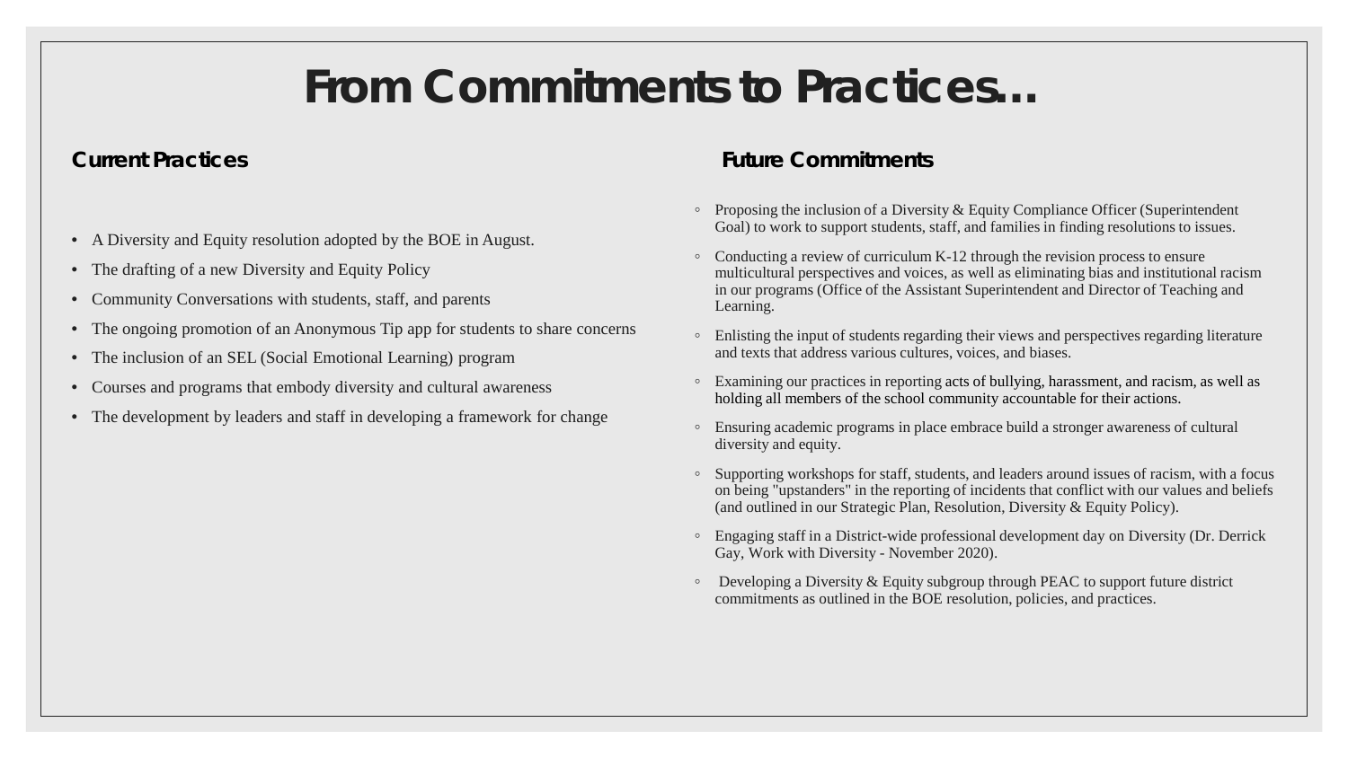# From Commitments to Practices…

## Current Practices

- A Diversity and Equity resolution adopted by the BOE in August.
- The drafting of a new Diversity and Equity Policy
- Community Conversations with students, staff, and parents
- The ongoing promotion of an Anonymous Tip app for students to share concerns
- The inclusion of an SEL (Social Emotional Learning) program
- Courses and programs that embody diversity and cultural awareness
- The development by leaders and staff in developing a framework for change

## Future Commitments

- Proposing the inclusion of a Diversity & Equity Compliance Officer (Superintendent Goal) to work to support students, staff, and families in finding resolutions to issues.
- Conducting a review of curriculum K-12 through the revision process to ensure multicultural perspectives and voices, as well as eliminating bias and institutional racism in our programs (Office of the Assistant Superintendent and Director of Teaching and Learning.
- Enlisting the input of students regarding their views and perspectives regarding literature and texts that address various cultures, voices, and biases.
- Examining our practices in reporting acts of bullying, harassment, and racism, as well as holding all members of the school community accountable for their actions.
- Ensuring academic programs in place embrace build a stronger awareness of cultural diversity and equity.
- Supporting workshops for staff, students, and leaders around issues of racism, with a focus on being "upstanders" in the reporting of incidents that conflict with our values and beliefs (and outlined in our Strategic Plan, Resolution, Diversity & Equity Policy).
- Engaging staff in a District-wide professional development day on Diversity (Dr. Derrick Gay, Work with Diversity - November 2020).
- Developing a Diversity & Equity subgroup through PEAC to support future district commitments as outlined in the BOE resolution, policies, and practices.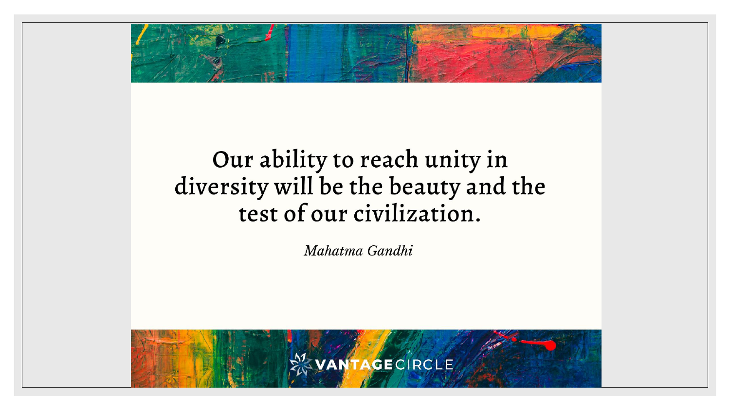Our ability to reach unity in diversity will be the beauty and the test of our civilization.

*Mahatma Gandhi*

VANTAGECIRCLE